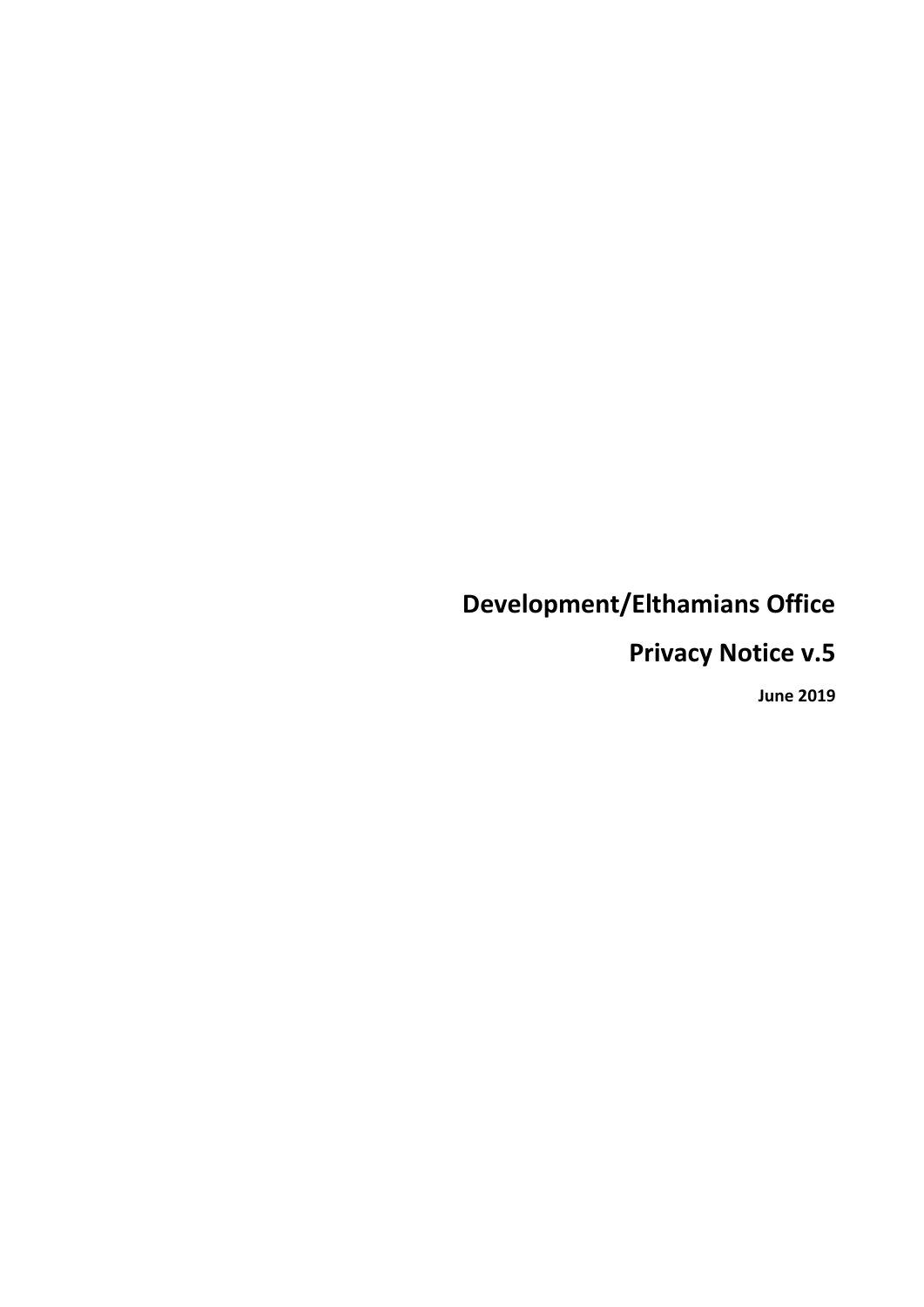# Development/Elthamians Office

# Privacy Notice v.5

**June 2019**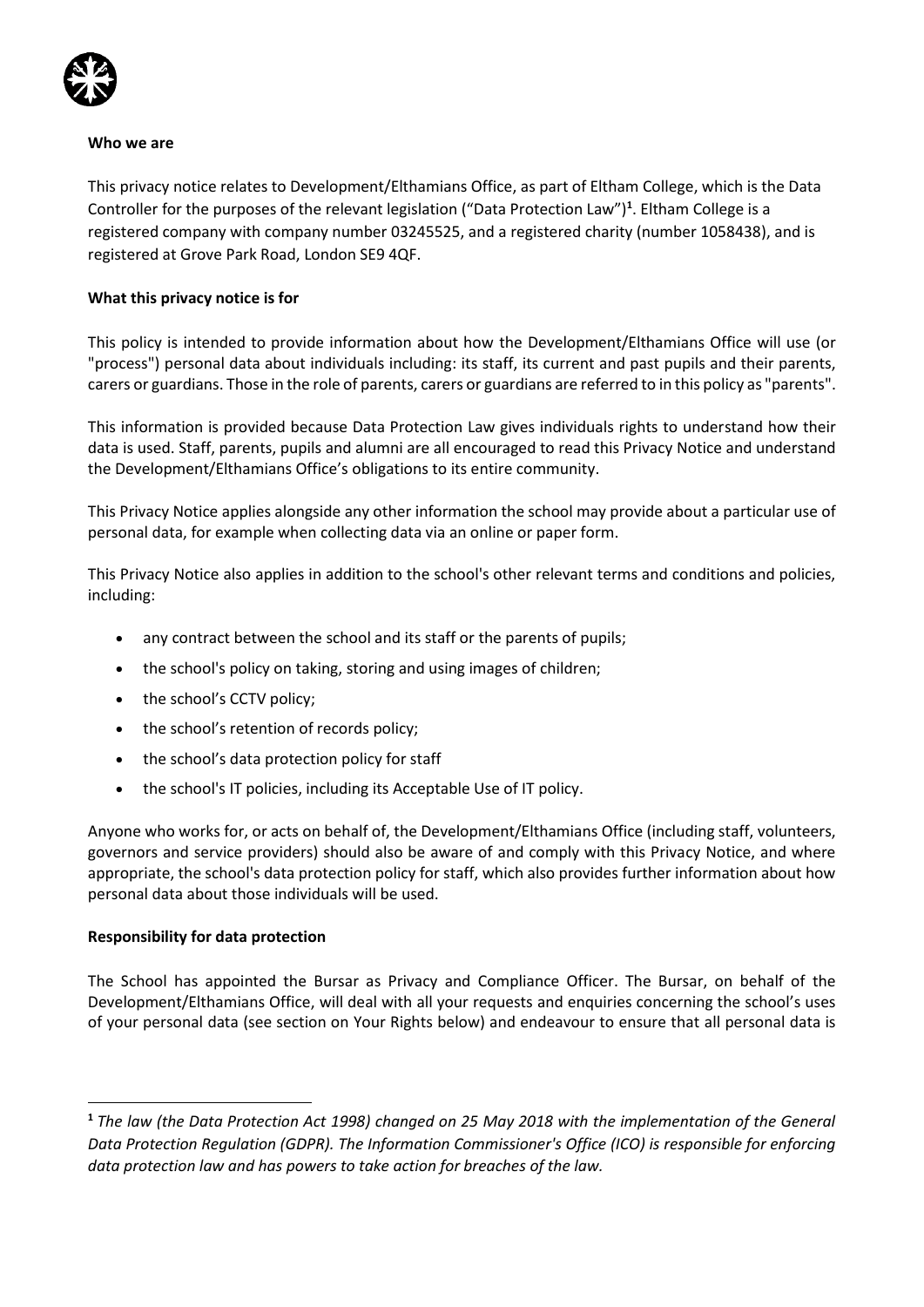**Who we are**

This privacy notice relates to Development/Elthamians Office, as part of Eltham College, which is the Data Controller for the purposes of the relevant legislation ("Data Protection Law")[1]. Eltham College is a registered company with company number 03245525, and a registered charity (number 1058438), and is registered at Grove Park Road, London SE9 4QF.

**What this privacy notice is for**

This policy is intended to provide information about how the Development/Elthamians Office will use (or "process") personal data about individuals including: its staff, its current and past pupils and their parents, carers or guardians. Those in the role of parents, carers or guardians are referred to in this policy as "parents".

This information is provided because Data Protection Law gives individuals rights to understand how their data is used. Staff, parents, pupils and alumni are all encouraged to read this Privacy Notice and understand the Development/Elthamians Office's obligations to its entire community.

This Privacy Notice applies alongside any other information the school may provide about a particular use of personal data, for example when collecting data via an online or paper form.

This Privacy Notice also applies in addition to the school's other relevant terms and conditions and policies, including:

- any contract between the school and its staff or the parents of pupils;
- the school's policy on taking, storing and using images of children;
- the school's CCTV policy;
- the school's retention of records policy;
- the school's data protection policy for staff
- the school's IT policies, including its Acceptable Use of IT policy.

Anyone who works for, or acts on behalf of, the Development/Elthamians Office (including staff, volunteers, governors and service providers) should also be aware of and comply with this Privacy Notice, and where appropriate, the school's data protection policy for staff, which also provides further information about how personal data about those individuals will be used.

**Responsibility for data protection**

The School has appointed the Bursar as Privacy and Compliance Officer. The Bursar, on behalf of the Development/Elthamians Office, will deal with all your requests and enquiries concerning the school's uses of your personal data (see section on Your Rights below) and endeavour to ensure that all personal data is

[1] *The law (the Data Protection Act 1998) changed on 25 May 2018 with the implementation of the General Data Protection Regulation (GDPR). The Information Commissioner's Office (ICO) is responsible for enforcing data protection law and has powers to take action for breaches of the law.*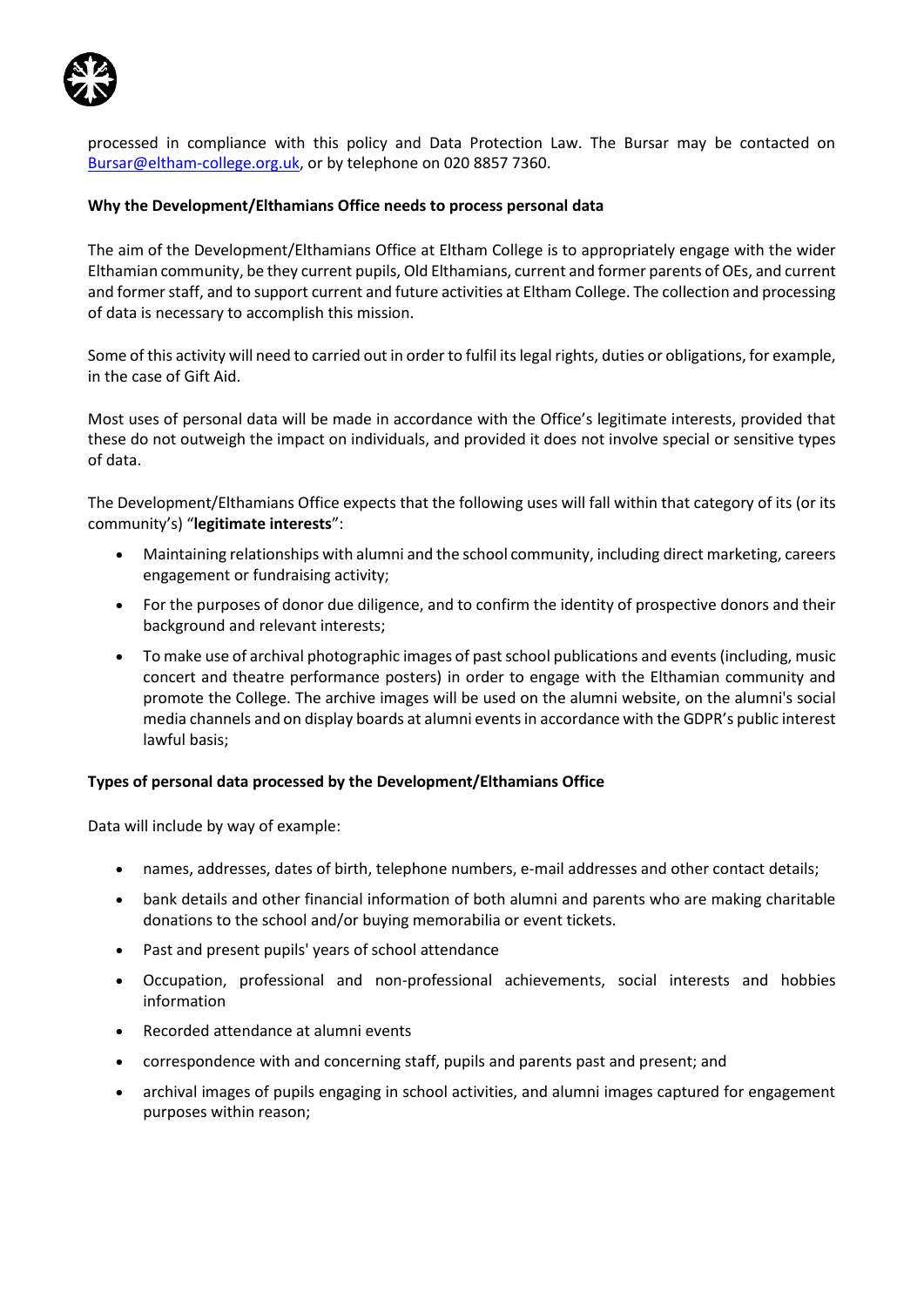processed in compliance with this policy and Data Protection Law. The Bursar may be contacted on [Bursar@eltham-college.org.uk](mailto:Bursar@eltham-college.org.uk), or by telephone on 020 8857 7360.

**Why the Development/Elthamians Office needs to process personal data**

The aim of the Development/Elthamians Office at Eltham College is to appropriately engage with the wider Elthamian community, be they current pupils, Old Elthamians, current and former parents of OEs, and current and former staff, and to support current and future activities at Eltham College. The collection and processing of data is necessary to accomplish this mission.

Some of this activity will need to carried out in order to fulfil its legal rights, duties or obligations, for example, in the case of Gift Aid.

Most uses of personal data will be made in accordance with the Office's legitimate interests, provided that these do not outweigh the impact on individuals, and provided it does not involve special or sensitive types of data.

The Development/Elthamians Office expects that the following uses will fall within that category of its (or its community's) "**legitimate interests**":

- Maintaining relationships with alumni and the school community, including direct marketing, careers engagement or fundraising activity;
- For the purposes of donor due diligence, and to confirm the identity of prospective donors and their background and relevant interests;
- To make use of archival photographic images of past school publications and events (including, music concert and theatre performance posters) in order to engage with the Elthamian community and promote the College. The archive images will be used on the alumni website, on the alumni's social media channels and on display boards at alumni events in accordance with the GDPR's public interest lawful basis;

**Types of personal data processed by the Development/Elthamians Office**

Data will include by way of example:

- names, addresses, dates of birth, telephone numbers, e-mail addresses and other contact details;
- bank details and other financial information of both alumni and parents who are making charitable donations to the school and/or buying memorabilia or event tickets.
- Past and present pupils' years of school attendance
- Occupation, professional and non-professional achievements, social interests and hobbies information
- Recorded attendance at alumni events
- correspondence with and concerning staff, pupils and parents past and present; and
- archival images of pupils engaging in school activities, and alumni images captured for engagement purposes within reason;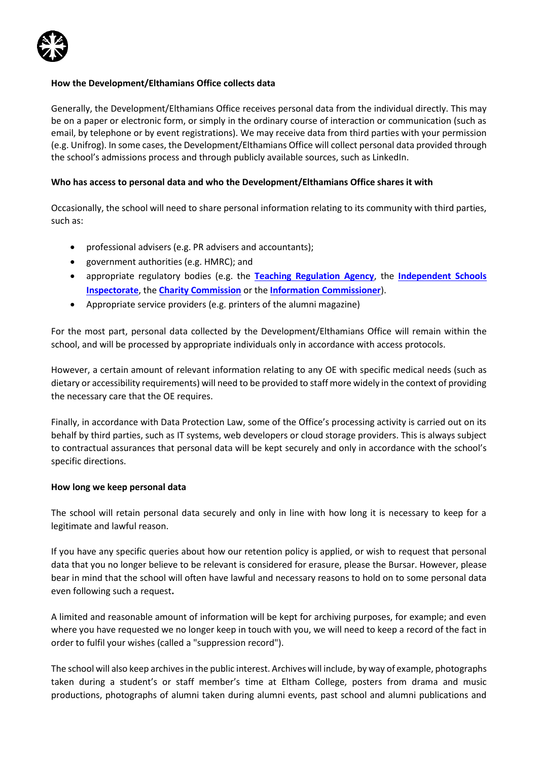**How the Development/Elthamians Office collects data**

Generally, the Development/Elthamians Office receives personal data from the individual directly. This may be on a paper or electronic form, or simply in the ordinary course of interaction or communication (such as email, by telephone or by event registrations). We may receive data from third parties with your permission (e.g. Unifrog). In some cases, the Development/Elthamians Office will collect personal data provided through the school's admissions process and through publicly available sources, such as LinkedIn.

**Who has access to personal data and who the Development/Elthamians Office shares it with**

Occasionally, the school will need to share personal information relating to its community with third parties, such as:

- professional advisers (e.g. PR advisers and accountants);
- government authorities (e.g. HMRC); and
- appropriate regulatory bodies (e.g. the **Teaching Regulation Agency**, the **Independent Schools Inspectorate**, the **Charity Commission** or the **Information Commissioner**).
- Appropriate service providers (e.g. printers of the alumni magazine)

For the most part, personal data collected by the Development/Elthamians Office will remain within the school, and will be processed by appropriate individuals only in accordance with access protocols.

However, a certain amount of relevant information relating to any OE with specific medical needs (such as dietary or accessibility requirements) will need to be provided to staff more widely in the context of providing the necessary care that the OE requires.

Finally, in accordance with Data Protection Law, some of the Office's processing activity is carried out on its behalf by third parties, such as IT systems, web developers or cloud storage providers. This is always subject to contractual assurances that personal data will be kept securely and only in accordance with the school's specific directions.

**How long we keep personal data**

The school will retain personal data securely and only in line with how long it is necessary to keep for a legitimate and lawful reason.

If you have any specific queries about how our retention policy is applied, or wish to request that personal data that you no longer believe to be relevant is considered for erasure, please the Bursar. However, please bear in mind that the school will often have lawful and necessary reasons to hold on to some personal data even following such a request**.**

A limited and reasonable amount of information will be kept for archiving purposes, for example; and even where you have requested we no longer keep in touch with you, we will need to keep a record of the fact in order to fulfil your wishes (called a "suppression record").

The school will also keep archives in the public interest. Archives will include, by way of example, photographs taken during a student's or staff member's time at Eltham College, posters from drama and music productions, photographs of alumni taken during alumni events, past school and alumni publications and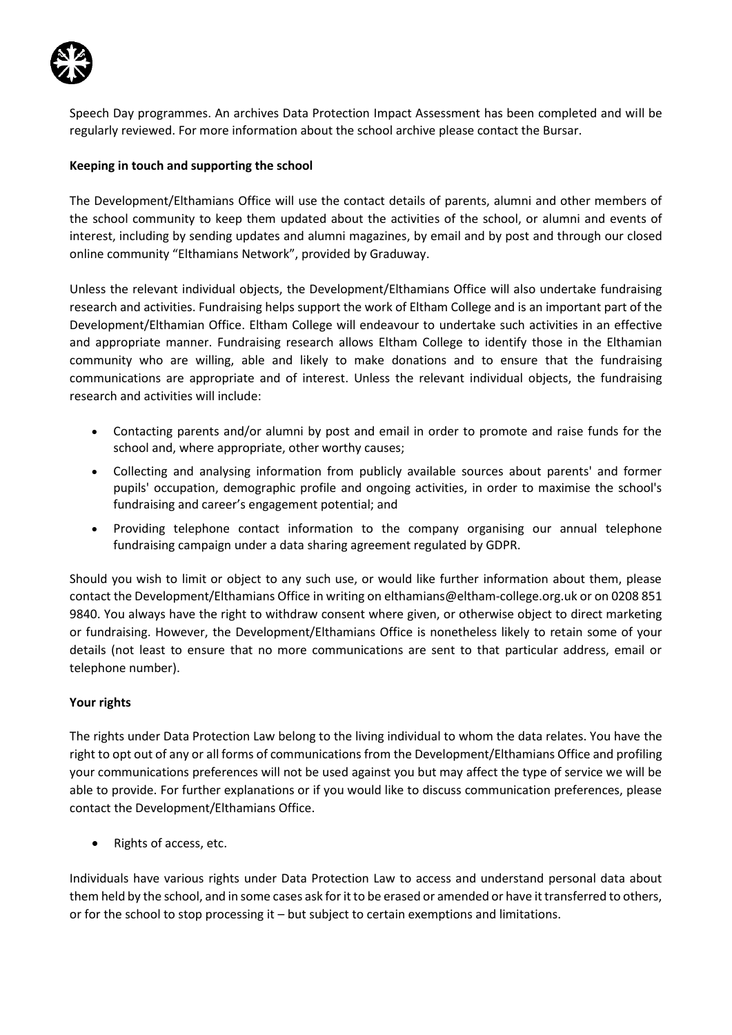Speech Day programmes. An archives Data Protection Impact Assessment has been completed and will be regularly reviewed. For more information about the school archive please contact the Bursar.

**Keeping in touch and supporting the school**

The Development/Elthamians Office will use the contact details of parents, alumni and other members of the school community to keep them updated about the activities of the school, or alumni and events of interest, including by sending updates and alumni magazines, by email and by post and through our closed online community "Elthamians Network", provided by Graduway.

Unless the relevant individual objects, the Development/Elthamians Office will also undertake fundraising research and activities. Fundraising helps support the work of Eltham College and is an important part of the Development/Elthamian Office. Eltham College will endeavour to undertake such activities in an effective and appropriate manner. Fundraising research allows Eltham College to identify those in the Elthamian community who are willing, able and likely to make donations and to ensure that the fundraising communications are appropriate and of interest. Unless the relevant individual objects, the fundraising research and activities will include:

- Contacting parents and/or alumni by post and email in order to promote and raise funds for the school and, where appropriate, other worthy causes;
- Collecting and analysing information from publicly available sources about parents' and former pupils' occupation, demographic profile and ongoing activities, in order to maximise the school's fundraising and career's engagement potential; and
- Providing telephone contact information to the company organising our annual telephone fundraising campaign under a data sharing agreement regulated by GDPR.

Should you wish to limit or object to any such use, or would like further information about them, please contact the Development/Elthamians Office in writing on elthamians@eltham-college.org.uk or on 0208 851 9840. You always have the right to withdraw consent where given, or otherwise object to direct marketing or fundraising. However, the Development/Elthamians Office is nonetheless likely to retain some of your details (not least to ensure that no more communications are sent to that particular address, email or telephone number).

**Your rights**

The rights under Data Protection Law belong to the living individual to whom the data relates. You have the right to opt out of any or all forms of communications from the Development/Elthamians Office and profiling your communications preferences will not be used against you but may affect the type of service we will be able to provide. For further explanations or if you would like to discuss communication preferences, please contact the Development/Elthamians Office.

- Rights of access, etc.

Individuals have various rights under Data Protection Law to access and understand personal data about them held by the school, and in some cases ask for it to be erased or amended or have it transferred to others, or for the school to stop processing it – but subject to certain exemptions and limitations.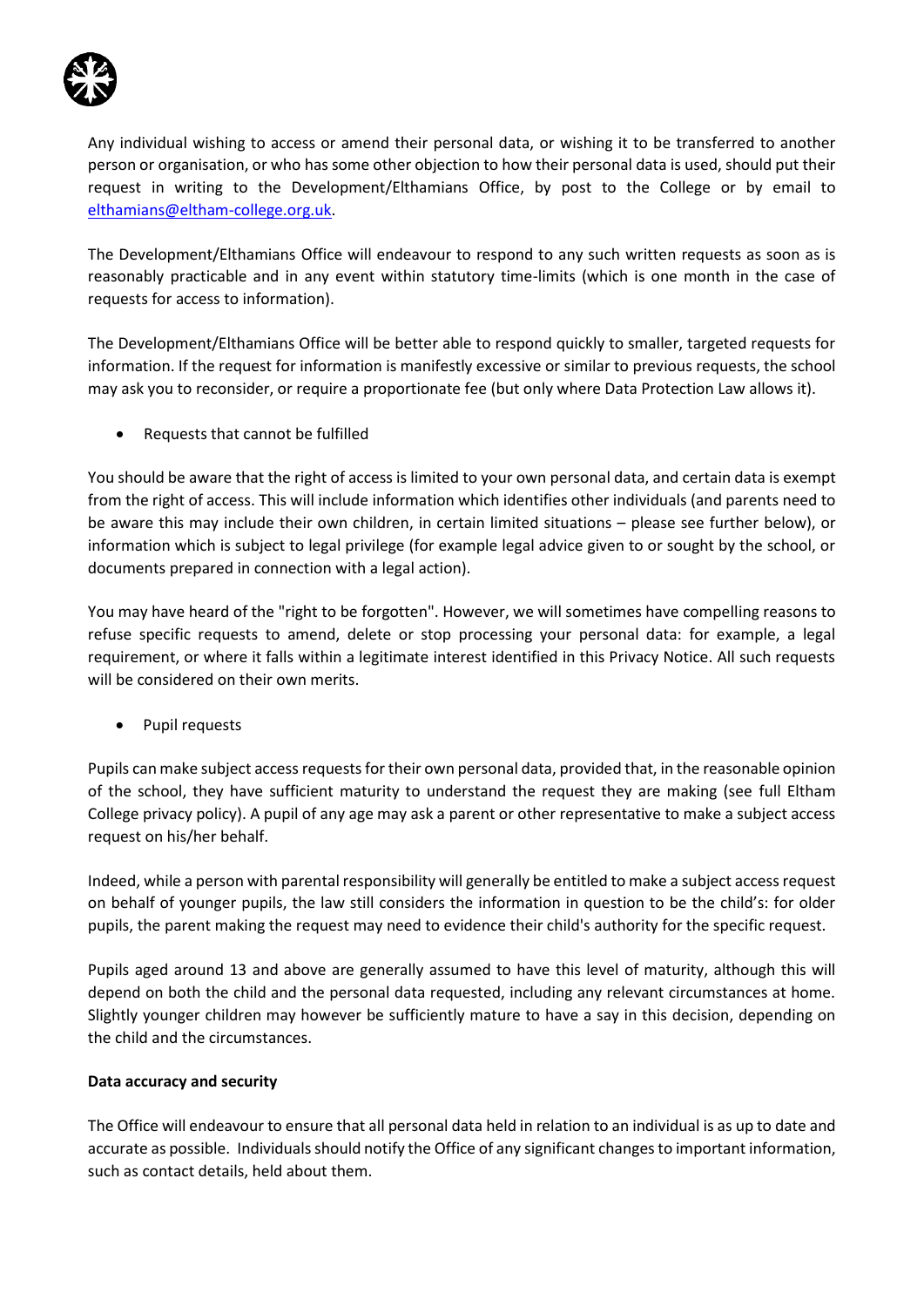Any individual wishing to access or amend their personal data, or wishing it to be transferred to another person or organisation, or who has some other objection to how their personal data is used, should put their request in writing to the Development/Elthamians Office, by post to the College or by email to elthamians@eltham-college.org.uk.

The Development/Elthamians Office will endeavour to respond to any such written requests as soon as is reasonably practicable and in any event within statutory time-limits (which is one month in the case of requests for access to information).

The Development/Elthamians Office will be better able to respond quickly to smaller, targeted requests for information. If the request for information is manifestly excessive or similar to previous requests, the school may ask you to reconsider, or require a proportionate fee (but only where Data Protection Law allows it).

- Requests that cannot be fulfilled

You should be aware that the right of access is limited to your own personal data, and certain data is exempt from the right of access. This will include information which identifies other individuals (and parents need to be aware this may include their own children, in certain limited situations – please see further below), or information which is subject to legal privilege (for example legal advice given to or sought by the school, or documents prepared in connection with a legal action).

You may have heard of the "right to be forgotten". However, we will sometimes have compelling reasons to refuse specific requests to amend, delete or stop processing your personal data: for example, a legal requirement, or where it falls within a legitimate interest identified in this Privacy Notice. All such requests will be considered on their own merits.

- Pupil requests

Pupils can make subject access requests for their own personal data, provided that, in the reasonable opinion of the school, they have sufficient maturity to understand the request they are making (see full Eltham College privacy policy). A pupil of any age may ask a parent or other representative to make a subject access request on his/her behalf.

Indeed, while a person with parental responsibility will generally be entitled to make a subject access request on behalf of younger pupils, the law still considers the information in question to be the child's: for older pupils, the parent making the request may need to evidence their child's authority for the specific request.

Pupils aged around 13 and above are generally assumed to have this level of maturity, although this will depend on both the child and the personal data requested, including any relevant circumstances at home. Slightly younger children may however be sufficiently mature to have a say in this decision, depending on the child and the circumstances.

**Data accuracy and security**

The Office will endeavour to ensure that all personal data held in relation to an individual is as up to date and accurate as possible. Individuals should notify the Office of any significant changes to important information, such as contact details, held about them.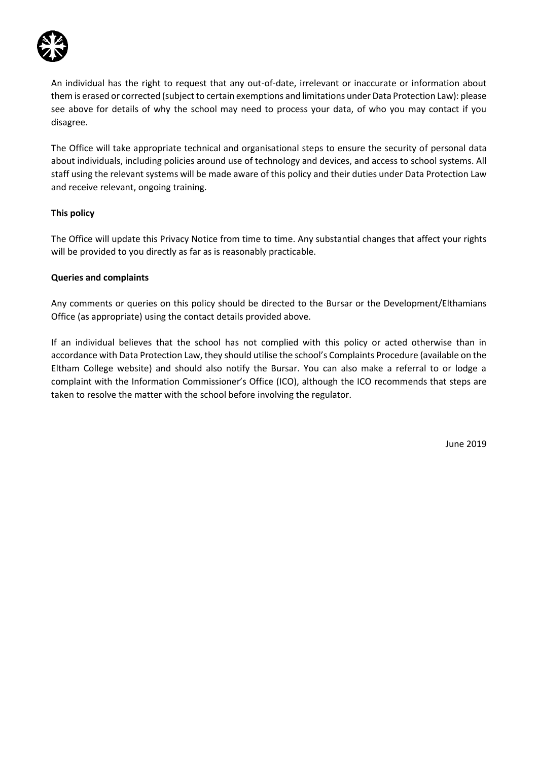An individual has the right to request that any out-of-date, irrelevant or inaccurate or information about them is erased or corrected (subject to certain exemptions and limitations under Data Protection Law): please see above for details of why the school may need to process your data, of who you may contact if you disagree.

The Office will take appropriate technical and organisational steps to ensure the security of personal data about individuals, including policies around use of technology and devices, and access to school systems. All staff using the relevant systems will be made aware of this policy and their duties under Data Protection Law and receive relevant, ongoing training.

**This policy**

The Office will update this Privacy Notice from time to time. Any substantial changes that affect your rights will be provided to you directly as far as is reasonably practicable.

**Queries and complaints**

Any comments or queries on this policy should be directed to the Bursar or the Development/Elthamians Office (as appropriate) using the contact details provided above.

If an individual believes that the school has not complied with this policy or acted otherwise than in accordance with Data Protection Law, they should utilise the school's Complaints Procedure (available on the Eltham College website) and should also notify the Bursar. You can also make a referral to or lodge a complaint with the Information Commissioner's Office (ICO), although the ICO recommends that steps are taken to resolve the matter with the school before involving the regulator.

June 2019